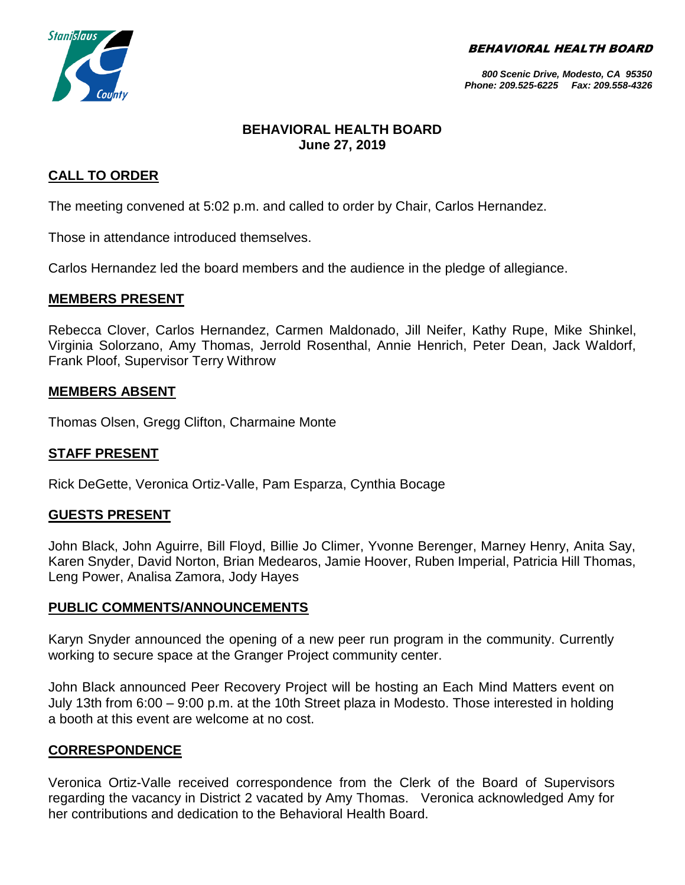BEHAVIORAL HEALTH BOARD

*800 Scenic Drive, Modesto, CA 95350*
*Phone: 209.525-6225 Fax: 209.558-4326*

# BEHAVIORAL HEALTH BOARD
## June 27, 2019

## CALL TO ORDER

The meeting convened at 5:02 p.m. and called to order by Chair, Carlos Hernandez.

Those in attendance introduced themselves.

Carlos Hernandez led the board members and the audience in the pledge of allegiance.

## MEMBERS PRESENT

Rebecca Clover, Carlos Hernandez, Carmen Maldonado, Jill Neifer, Kathy Rupe, Mike Shinkel, Virginia Solorzano, Amy Thomas, Jerrold Rosenthal, Annie Henrich, Peter Dean, Jack Waldorf, Frank Ploof, Supervisor Terry Withrow

## MEMBERS ABSENT

Thomas Olsen, Gregg Clifton, Charmaine Monte

## STAFF PRESENT

Rick DeGette, Veronica Ortiz-Valle, Pam Esparza, Cynthia Bocage

## GUESTS PRESENT

John Black, John Aguirre, Bill Floyd, Billie Jo Climer, Yvonne Berenger, Marney Henry, Anita Say, Karen Snyder, David Norton, Brian Medearos, Jamie Hoover, Ruben Imperial, Patricia Hill Thomas, Leng Power, Analisa Zamora, Jody Hayes

## PUBLIC COMMENTS/ANNOUNCEMENTS

Karyn Snyder announced the opening of a new peer run program in the community. Currently working to secure space at the Granger Project community center.

John Black announced Peer Recovery Project will be hosting an Each Mind Matters event on July 13th from 6:00 – 9:00 p.m. at the 10th Street plaza in Modesto. Those interested in holding a booth at this event are welcome at no cost.

## CORRESPONDENCE

Veronica Ortiz-Valle received correspondence from the Clerk of the Board of Supervisors regarding the vacancy in District 2 vacated by Amy Thomas. Veronica acknowledged Amy for her contributions and dedication to the Behavioral Health Board.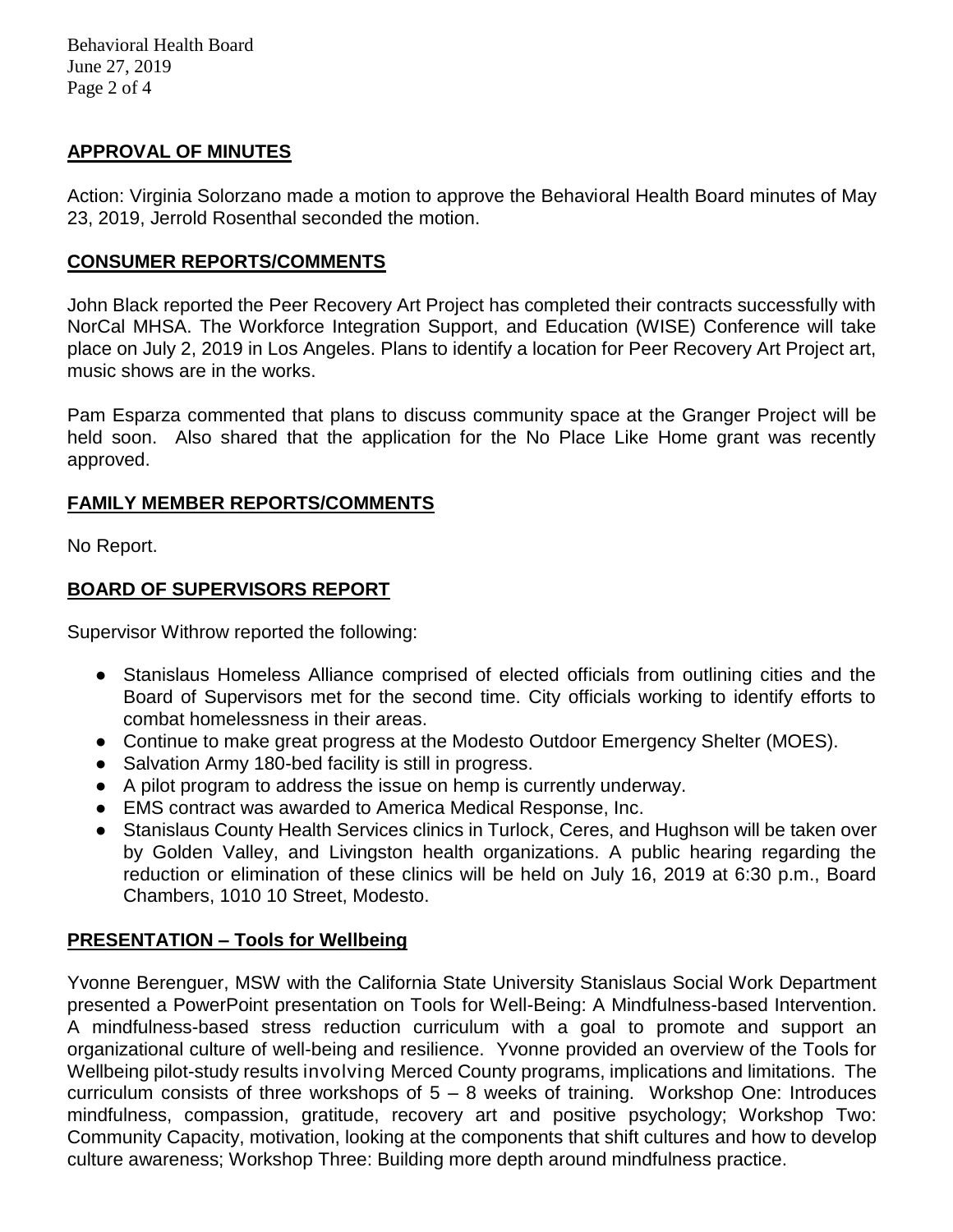## APPROVAL OF MINUTES

Action: Virginia Solorzano made a motion to approve the Behavioral Health Board minutes of May 23, 2019, Jerrold Rosenthal seconded the motion.

## CONSUMER REPORTS/COMMENTS

John Black reported the Peer Recovery Art Project has completed their contracts successfully with NorCal MHSA. The Workforce Integration Support, and Education (WISE) Conference will take place on July 2, 2019 in Los Angeles. Plans to identify a location for Peer Recovery Art Project art, music shows are in the works.

Pam Esparza commented that plans to discuss community space at the Granger Project will be held soon. Also shared that the application for the No Place Like Home grant was recently approved.

## FAMILY MEMBER REPORTS/COMMENTS

No Report.

## BOARD OF SUPERVISORS REPORT

Supervisor Withrow reported the following:

- Stanislaus Homeless Alliance comprised of elected officials from outlining cities and the Board of Supervisors met for the second time. City officials working to identify efforts to combat homelessness in their areas.
- Continue to make great progress at the Modesto Outdoor Emergency Shelter (MOES).
- Salvation Army 180-bed facility is still in progress.
- A pilot program to address the issue on hemp is currently underway.
- EMS contract was awarded to America Medical Response, Inc.
- Stanislaus County Health Services clinics in Turlock, Ceres, and Hughson will be taken over by Golden Valley, and Livingston health organizations. A public hearing regarding the reduction or elimination of these clinics will be held on July 16, 2019 at 6:30 p.m., Board Chambers, 1010 10 Street, Modesto.

## PRESENTATION – Tools for Wellbeing

Yvonne Berenguer, MSW with the California State University Stanislaus Social Work Department presented a PowerPoint presentation on Tools for Well-Being: A Mindfulness-based Intervention. A mindfulness-based stress reduction curriculum with a goal to promote and support an organizational culture of well-being and resilience. Yvonne provided an overview of the Tools for Wellbeing pilot-study results involving Merced County programs, implications and limitations. The curriculum consists of three workshops of 5 – 8 weeks of training. Workshop One: Introduces mindfulness, compassion, gratitude, recovery art and positive psychology; Workshop Two: Community Capacity, motivation, looking at the components that shift cultures and how to develop culture awareness; Workshop Three: Building more depth around mindfulness practice.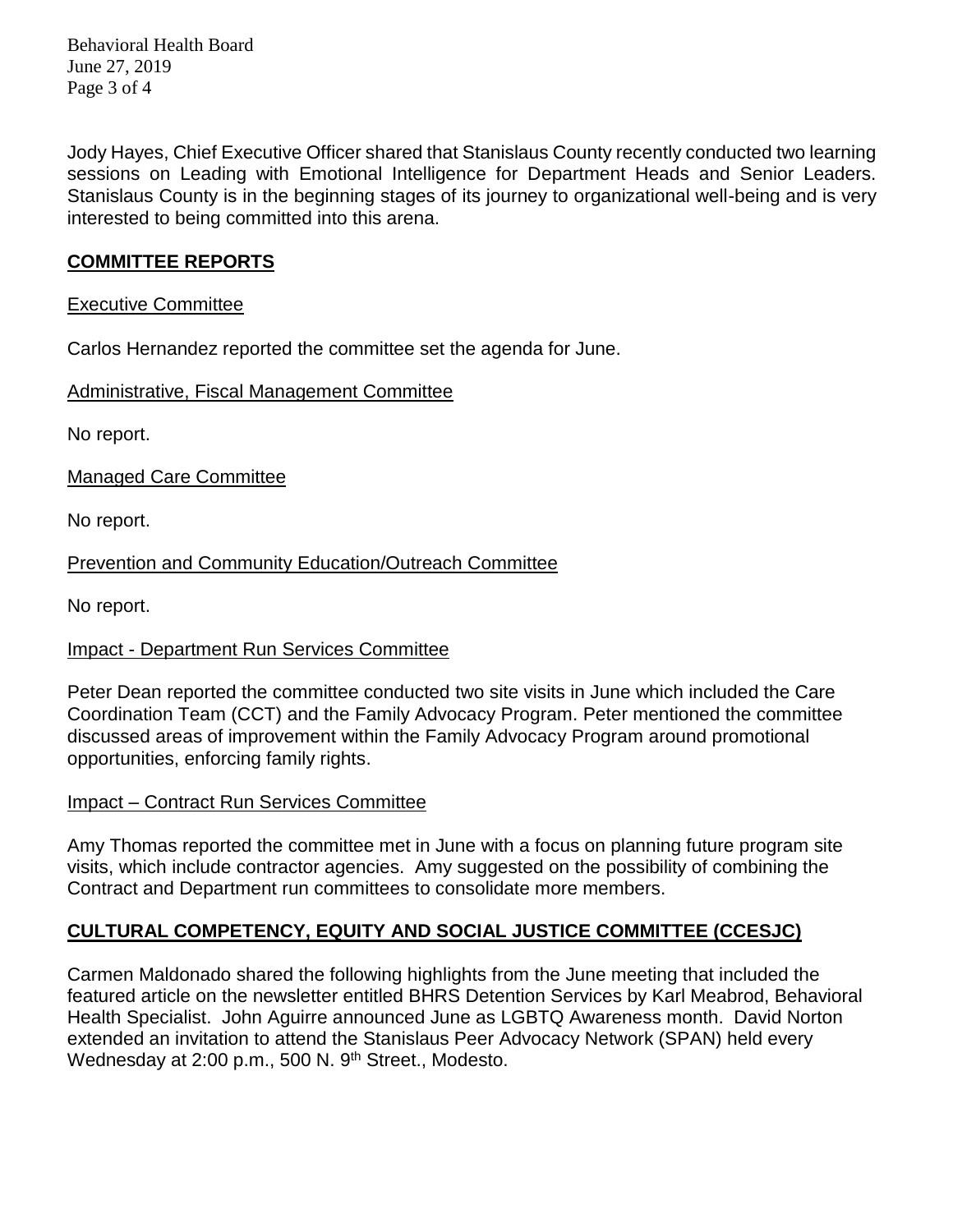Jody Hayes, Chief Executive Officer shared that Stanislaus County recently conducted two learning sessions on Leading with Emotional Intelligence for Department Heads and Senior Leaders. Stanislaus County is in the beginning stages of its journey to organizational well-being and is very interested to being committed into this arena.

## COMMITTEE REPORTS

### Executive Committee

Carlos Hernandez reported the committee set the agenda for June.

### Administrative, Fiscal Management Committee

No report.

### Managed Care Committee

No report.

### Prevention and Community Education/Outreach Committee

No report.

### Impact - Department Run Services Committee

Peter Dean reported the committee conducted two site visits in June which included the Care Coordination Team (CCT) and the Family Advocacy Program. Peter mentioned the committee discussed areas of improvement within the Family Advocacy Program around promotional opportunities, enforcing family rights.

### Impact – Contract Run Services Committee

Amy Thomas reported the committee met in June with a focus on planning future program site visits, which include contractor agencies. Amy suggested on the possibility of combining the Contract and Department run committees to consolidate more members.

## CULTURAL COMPETENCY, EQUITY AND SOCIAL JUSTICE COMMITTEE (CCESJC)

Carmen Maldonado shared the following highlights from the June meeting that included the featured article on the newsletter entitled BHRS Detention Services by Karl Meabrod, Behavioral Health Specialist. John Aguirre announced June as LGBTQ Awareness month. David Norton extended an invitation to attend the Stanislaus Peer Advocacy Network (SPAN) held every Wednesday at 2:00 p.m., 500 N. 9th Street., Modesto.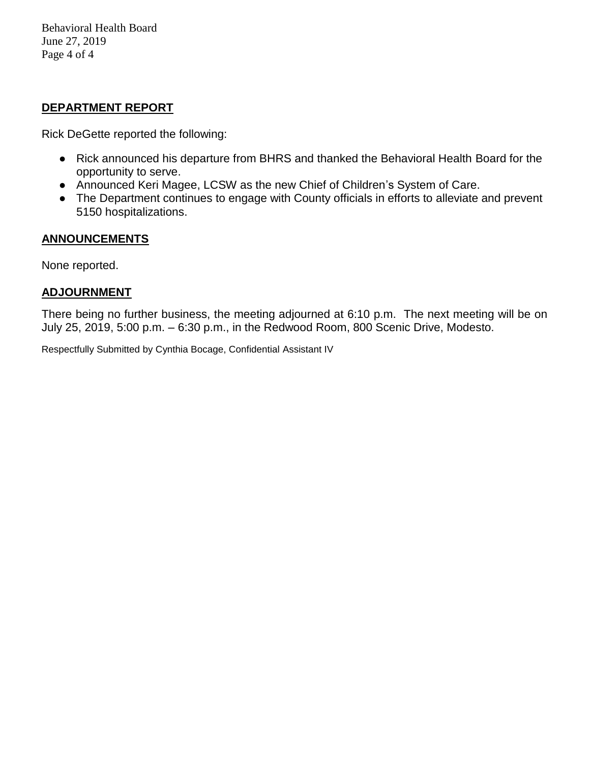## DEPARTMENT REPORT

Rick DeGette reported the following:

- Rick announced his departure from BHRS and thanked the Behavioral Health Board for the opportunity to serve.
- Announced Keri Magee, LCSW as the new Chief of Children's System of Care.
- The Department continues to engage with County officials in efforts to alleviate and prevent 5150 hospitalizations.

## ANNOUNCEMENTS

None reported.

## ADJOURNMENT

There being no further business, the meeting adjourned at 6:10 p.m. The next meeting will be on July 25, 2019, 5:00 p.m. – 6:30 p.m., in the Redwood Room, 800 Scenic Drive, Modesto.

Respectfully Submitted by Cynthia Bocage, Confidential Assistant IV